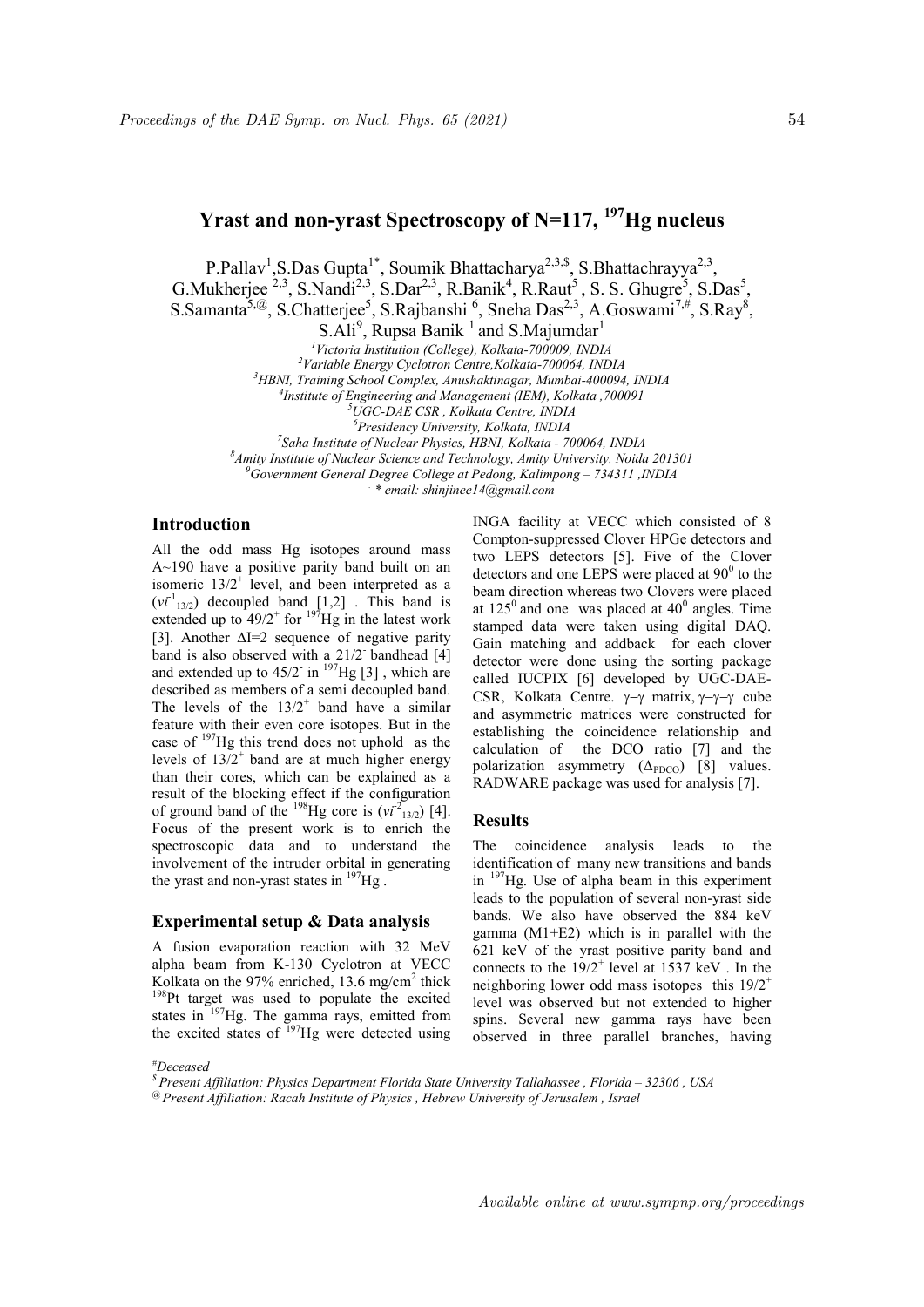# Yrast and non-yrast Spectroscopy of N=117, $^{197}$Hg nucleus

P.Pallav[1], S.Das Gupta[1*], Soumik Bhattacharya[2,3,$], S.Bhattachrayya[2,3], G.Mukherjee [2,3], S.Nandi[2,3], S.Dar[2,3], R.Banik[4], R.Raut[5], S. S. Ghugre[5], S.Das[5], S.Samanta[5,@], S.Chatterjee[5], S.Rajbanshi [6], Sneha Das[2,3], A.Goswami[7,#], S.Ray[8], S.Ali[9], Rupsa Banik [1] and S.Majumdar[1]

[1] *Victoria Institution (College), Kolkata-700009, INDIA*
[2] *Variable Energy Cyclotron Centre,Kolkata-700064, INDIA*
[3] *HBNI, Training School Complex, Anushaktinagar, Mumbai-400094, INDIA*
[4] *Institute of Engineering and Management (IEM), Kolkata ,700091*
[5] *UGC-DAE CSR , Kolkata Centre, INDIA*
[6] *Presidency University, Kolkata, INDIA*
[7] *Saha Institute of Nuclear Physics, HBNI, Kolkata - 700064, INDIA*
[8] *Amity Institute of Nuclear Science and Technology, Amity University, Noida 201301*
[9] *Government General Degree College at Pedong, Kalimpong – 734311 ,INDIA*
*\* email: shinjinee14@gmail.com*

## Introduction

All the odd mass Hg isotopes around mass A~190 have a positive parity band built on an isomeric $13/2^+$ level, and been interpreted as a ($\nu i^{-1}_{13/2}$) decoupled band [1,2] . This band is extended up to $49/2^+$ for $^{197}$Hg in the latest work [3]. Another $\Delta I=2$ sequence of negative parity band is also observed with a $21/2^-$ bandhead [4] and extended up to $45/2^-$ in $^{197}$Hg [3] , which are described as members of a semi decoupled band. The levels of the $13/2^+$ band have a similar feature with their even core isotopes. But in the case of $^{197}$Hg this trend does not uphold as the levels of $13/2^+$ band are at much higher energy than their cores, which can be explained as a result of the blocking effect if the configuration of ground band of the $^{198}$Hg core is ($\nu i^{-2}_{13/2}$) [4]. Focus of the present work is to enrich the spectroscopic data and to understand the involvement of the intruder orbital in generating the yrast and non-yrast states in $^{197}$Hg .

## Experimental setup & Data analysis

A fusion evaporation reaction with 32 MeV alpha beam from K-130 Cyclotron at VECC Kolkata on the 97% enriched, 13.6 mg/cm$^2$ thick $^{198}$Pt target was used to populate the excited states in $^{197}$Hg. The gamma rays, emitted from the excited states of $^{197}$Hg were detected using INGA facility at VECC which consisted of 8 Compton-suppressed Clover HPGe detectors and two LEPS detectors [5]. Five of the Clover detectors and one LEPS were placed at 90$^0$ to the beam direction whereas two Clovers were placed at 125$^0$ and one was placed at 40$^0$ angles. Time stamped data were taken using digital DAQ. Gain matching and addback for each clover detector were done using the sorting package called IUCPIX [6] developed by UGC-DAE-CSR, Kolkata Centre. $\gamma$–$\gamma$ matrix, $\gamma$–$\gamma$–$\gamma$ cube and asymmetric matrices were constructed for establishing the coincidence relationship and calculation of the DCO ratio [7] and the polarization asymmetry ($\Delta_{PDCO}$) [8] values. RADWARE package was used for analysis [7].

## Results

The coincidence analysis leads to the identification of many new transitions and bands in $^{197}$Hg. Use of alpha beam in this experiment leads to the population of several non-yrast side bands. We also have observed the 884 keV gamma (M1+E2) which is in parallel with the 621 keV of the yrast positive parity band and connects to the $19/2^+$ level at 1537 keV . In the neighboring lower odd mass isotopes this $19/2^+$ level was observed but not extended to higher spins. Several new gamma rays have been observed in three parallel branches, having

[#] *Deceased*
[$] *Present Affiliation: Physics Department Florida State University Tallahassee , Florida – 32306 , USA*
[@] *Present Affiliation: Racah Institute of Physics , Hebrew University of Jerusalem , Israel*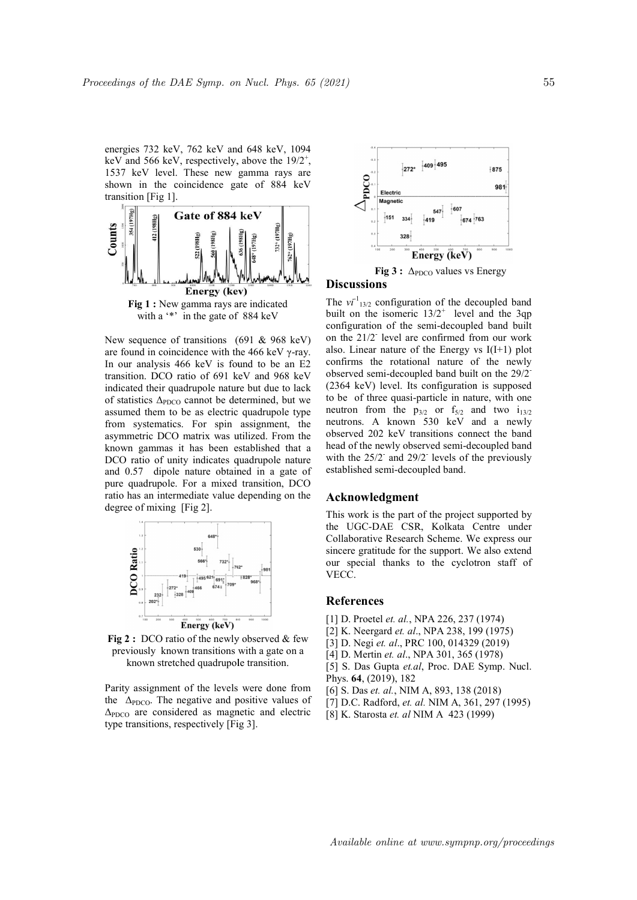energies 732 keV, 762 keV and 648 keV, 1094 keV and 566 keV, respectively, above the $19/2^+$, 1537 keV level. These new gamma rays are shown in the coincidence gate of 884 keV transition [Fig 1].

Gate of 884 keV

354 (197Hg)
412 (198Hg)
522 (198Hg)
560 (198Hg)
636 (198Hg)
648* (197Hg)
732* (197Hg)
762* (197Hg)

Counts

Energy (kev)

**Fig 1 :** New gamma rays are indicated with a '*' in the gate of 884 keV

New sequence of transitions (691 & 968 keV) are found in coincidence with the 466 keV γ-ray. In our analysis 466 keV is found to be an E2 transition. DCO ratio of 691 keV and 968 keV indicated their quadrupole nature but due to lack of statistics $\Delta_{PDCO}$ cannot be determined, but we assumed them to be as electric quadrupole type from systematics. For spin assignment, the asymmetric DCO matrix was utilized. From the known gammas it has been established that a DCO ratio of unity indicates quadrupole nature and 0.57 dipole nature obtained in a gate of pure quadrupole. For a mixed transition, DCO ratio has an intermediate value depending on the degree of mixing [Fig 2].

648*
530
566*
732*
762*
419
495
621
691
981
828*
968*
709*
674
466
409
272*
328
232
202*

DCO Ratio

Energy (keV)

**Fig 2 :** DCO ratio of the newly observed & few previously known transitions with a gate on a known stretched quadrupole transition.

Parity assignment of the levels were done from the $\Delta_{PDCO}$. The negative and positive values of $\Delta_{PDCO}$ are considered as magnetic and electric type transitions, respectively [Fig 3].

272*
409
495
875
981
Electric
Magnetic
547
607
151
334
419
674
763
328

$\Delta_{PDCO}$

Energy (keV)

**Fig 3 :** $\Delta_{PDCO}$ values vs Energy

## Discussions

The $\nu i^{-1}_{13/2}$ configuration of the decoupled band built on the isomeric $13/2^+$ level and the 3qp configuration of the semi-decoupled band built on the $21/2^-$ level are confirmed from our work also. Linear nature of the Energy vs I(I+1) plot confirms the rotational nature of the newly observed semi-decoupled band built on the $29/2^-$ (2364 keV) level. Its configuration is supposed to be of three quasi-particle in nature, with one neutron from the $p_{3/2}$ or $f_{5/2}$ and two $i_{13/2}$ neutrons. A known 530 keV and a newly observed 202 keV transitions connect the band head of the newly observed semi-decoupled band with the $25/2^-$ and $29/2^-$ levels of the previously established semi-decoupled band.

## Acknowledgment

This work is the part of the project supported by the UGC-DAE CSR, Kolkata Centre under Collaborative Research Scheme. We express our sincere gratitude for the support. We also extend our special thanks to the cyclotron staff of VECC.

## References

[1] D. Proetel *et. al.*, NPA 226, 237 (1974)
[2] K. Neergard *et. al*., NPA 238, 199 (1975)
[3] D. Negi *et. al*., PRC 100, 014329 (2019)
[4] D. Mertin *et. al*., NPA 301, 365 (1978)
[5] S. Das Gupta *et.al*, Proc. DAE Symp. Nucl. Phys. **64**, (2019), 182
[6] S. Das *et. al.*, NIM A, 893, 138 (2018)
[7] D.C. Radford, *et. al.* NIM A, 361, 297 (1995)
[8] K. Starosta *et. al* NIM A 423 (1999)